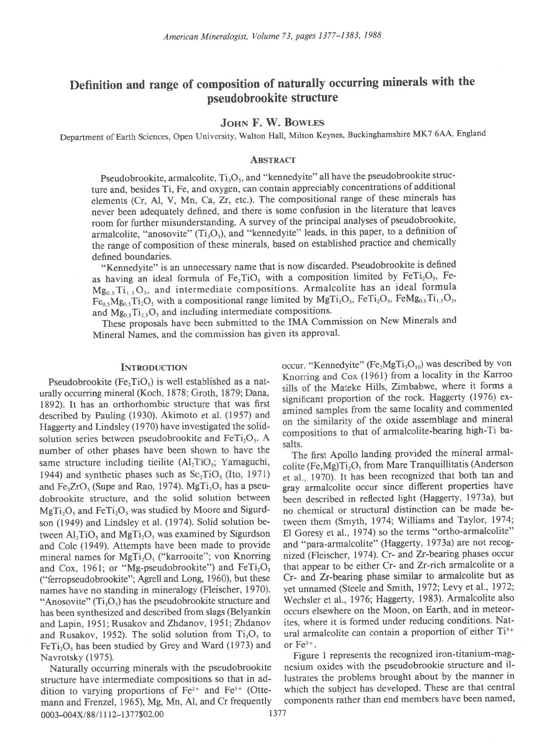# Definition and range of composition of naturally occurring minerals with the pseudobrookite structure

**John F. W. Bowles**

Department of Earth Sciences, Open University, Walton Hall, Milton Keynes, Buckinghamshire MK7 6AA, England

## Abstract

Pseudobrookite, armalcolite, $Ti_3O_5$, and "kennedyite" all have the pseudobrookite structure and, besides Ti, Fe, and oxygen, can contain appreciably concentrations of additional elements (Cr, Al, V, Mn, Ca, Zr, etc.). The compositional range of these minerals has never been adequately defined, and there is some confusion in the literature that leaves room for further misunderstanding. A survey of the principal analyses of pseudobrookite, armalcolite, "anosovite" ($Ti_3O_5$), and "kennedyite" leads, in this paper, to a definition of the range of composition of these minerals, based on established practice and chemically defined boundaries.

"Kennedyite" is an unnecessary name that is now discarded. Pseudobrookite is defined as having an ideal formula of $Fe_2TiO_5$ with a composition limited by $FeTi_2O_5$, $FeMg_{0.5}Ti_{1.5}O_5$, and intermediate compositions. Armalcolite has an ideal formula $Fe_{0.5}Mg_{0.5}Ti_2O_5$ with a compositional range limited by $MgTi_2O_5$, $FeTi_2O_5$, $FeMg_{0.5}Ti_{1.5}O_5$, and $Mg_{0.5}Ti_{2.5}O_5$ and including intermediate compositions.

These proposals have been submitted to the IMA Commission on New Minerals and Mineral Names, and the commission has given its approval.

## Introduction

Pseudobrookite ($Fe_2TiO_5$) is well established as a naturally occurring mineral (Koch, 1878; Groth, 1879; Dana, 1892). It has an orthorhombic structure that was first described by Pauling (1930). Akimoto et al. (1957) and Haggerty and Lindsley (1970) have investigated the solid-solution series between pseudobrookite and $FeTi_2O_5$. A number of other phases have been shown to have the same structure including tieilite ($Al_2TiO_5$; Yamaguchi, 1944) and synthetic phases such as $Sc_2TiO_5$ (Ito, 1971) and $Fe_2ZrO_5$ (Supe and Rao, 1974). $MgTi_2O_5$ has a pseudobrookite structure, and the solid solution between $MgTi_2O_5$ and $FeTi_2O_5$ was studied by Moore and Sigurdson (1949) and Lindsley et al. (1974). Solid solution between $Al_2TiO_5$ and $MgTi_2O_5$ was examined by Sigurdson and Cole (1949). Attempts have been made to provide mineral names for $MgTi_2O_5$ ("karrooite"; von Knorring and Cox, 1961; or "Mg-pseudobrookite") and $FeTi_2O_5$ ("ferropseudobrookite"; Agrell and Long, 1960), but these names have no standing in mineralogy (Fleischer, 1970). "Anosovite" ($Ti_3O_5$) has the pseudobrookite structure and has been synthesized and described from slags (Belyankin and Lapin, 1951; Rusakov and Zhdanov, 1951; Zhdanov and Rusakov, 1952). The solid solution from $Ti_3O_5$ to $FeTi_2O_5$ has been studied by Grey and Ward (1973) and Navrotsky (1975).

Naturally occurring minerals with the pseudobrookite structure have intermediate compositions so that in addition to varying proportions of $Fe^{2+}$ and $Fe^{3+}$ (Ottemann and Frenzel, 1965), Mg, Mn, Al, and Cr frequently occur. "Kennedyite" ($Fe_2MgTi_3O_{10}$) was described by von Knorring and Cox (1961) from a locality in the Karroo sills of the Mateke Hills, Zimbabwe, where it forms a significant proportion of the rock. Haggerty (1976) examined samples from the same locality and commented on the similarity of the oxide assemblage and mineral compositions to that of armalcolite-bearing high-Ti basalts.

The first Apollo landing provided the mineral armalcolite $(Fe,Mg)Ti_2O_5$ from Mare Tranquillitatis (Anderson et al., 1970). It has been recognized that both tan and gray armalcolite occur since different properties have been described in reflected light (Haggerty, 1973a), but no chemical or structural distinction can be made between them (Smyth, 1974; Williams and Taylor, 1974; El Goresy et al., 1974) so the terms "ortho-armalcolite" and "para-armalcolite" (Haggerty, 1973a) are not recognized (Fleischer, 1974). Cr- and Zr-bearing phases occur that appear to be either Cr- and Zr-rich armalcolite or a Cr- and Zr-bearing phase similar to armalcolite but as yet unnamed (Steele and Smith, 1972; Levy et al., 1972; Wechsler et al., 1976; Haggerty, 1983). Armalcolite also occurs elsewhere on the Moon, on Earth, and in meteorites, where it is formed under reducing conditions. Natural armalcolite can contain a proportion of either $Ti^{3+}$ or $Fe^{3+}$.

Figure 1 represents the recognized iron-titanium-magnesium oxides with the pseudobrookie structure and illustrates the problems brought about by the manner in which the subject has developed. These are that central components rather than end members have been named,

0003-004X/88/1112-1377$02.00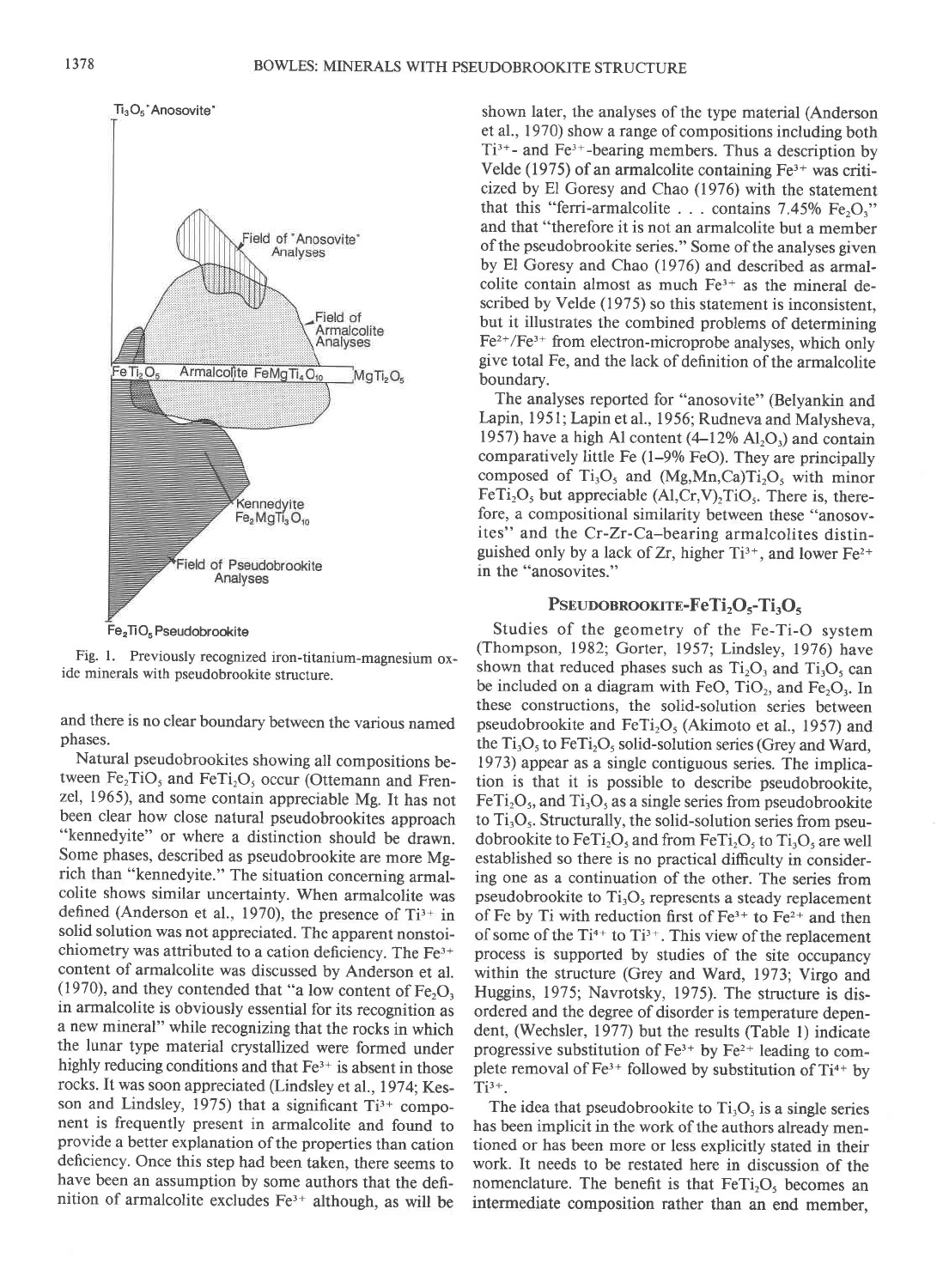Fig. 1. Previously recognized iron-titanium-magnesium oxide minerals with pseudobrookite structure.

and there is no clear boundary between the various named phases.

Natural pseudobrookites showing all compositions between $Fe_2TiO_5$ and $FeTi_2O_5$ occur (Ottemann and Frenzel, 1965), and some contain appreciable Mg. It has not been clear how close natural pseudobrookites approach "kennedyite" or where a distinction should be drawn. Some phases, described as pseudobrookite are more Mg-rich than "kennedyite." The situation concerning armalcolite shows similar uncertainty. When armalcolite was defined (Anderson et al., 1970), the presence of $Ti^{3+}$ in solid solution was not appreciated. The apparent nonstoichiometry was attributed to a cation deficiency. The $Fe^{3+}$ content of armalcolite was discussed by Anderson et al. (1970), and they contended that "a low content of $Fe_2O_3$ in armalcolite is obviously essential for its recognition as a new mineral" while recognizing that the rocks in which the lunar type material crystallized were formed under highly reducing conditions and that $Fe^{3+}$ is absent in those rocks. It was soon appreciated (Lindsley et al., 1974; Kesson and Lindsley, 1975) that a significant $Ti^{3+}$ component is frequently present in armalcolite and found to provide a better explanation of the properties than cation deficiency. Once this step had been taken, there seems to have been an assumption by some authors that the definition of armalcolite excludes $Fe^{3+}$ although, as will be shown later, the analyses of the type material (Anderson et al., 1970) show a range of compositions including both $Ti^{3+}$- and $Fe^{3+}$-bearing members. Thus a description by Velde (1975) of an armalcolite containing $Fe^{3+}$ was criticized by El Goresy and Chao (1976) with the statement that this "ferri-armalcolite . . . contains 7.45% $Fe_2O_3$" and that "therefore it is not an armalcolite but a member of the pseudobrookite series." Some of the analyses given by El Goresy and Chao (1976) and described as armalcolite contain almost as much $Fe^{3+}$ as the mineral described by Velde (1975) so this statement is inconsistent, but it illustrates the combined problems of determining $Fe^{2+}/Fe^{3+}$ from electron-microprobe analyses, which only give total Fe, and the lack of definition of the armalcolite boundary.

The analyses reported for "anosovite" (Belyankin and Lapin, 1951; Lapin et al., 1956; Rudneva and Malysheva, 1957) have a high Al content (4–12% $Al_2O_3$) and contain comparatively little Fe (1–9% FeO). They are principally composed of $Ti_3O_5$ and $(Mg,Mn,Ca)Ti_2O_5$ with minor $FeTi_2O_5$ but appreciable $(Al,Cr,V)_2TiO_5$. There is, therefore, a compositional similarity between these "anosovites" and the Cr-Zr-Ca–bearing armalcolites distinguished only by a lack of Zr, higher $Ti^{3+}$, and lower $Fe^{2+}$ in the "anosovites."

## PSEUDOBROOKITE-$FeTi_2O_5$-$Ti_3O_5$

Studies of the geometry of the Fe-Ti-O system (Thompson, 1982; Gorter, 1957; Lindsley, 1976) have shown that reduced phases such as $Ti_2O_3$ and $Ti_3O_5$ can be included on a diagram with FeO, $TiO_2$, and $Fe_2O_3$. In these constructions, the solid-solution series between pseudobrookite and $FeTi_2O_5$ (Akimoto et al., 1957) and the $Ti_3O_5$ to $FeTi_2O_5$ solid-solution series (Grey and Ward, 1973) appear as a single contiguous series. The implication is that it is possible to describe pseudobrookite, $FeTi_2O_5$, and $Ti_3O_5$ as a single series from pseudobrookite to $Ti_3O_5$. Structurally, the solid-solution series from pseudobrookite to $FeTi_2O_5$ and from $FeTi_2O_5$ to $Ti_3O_5$ are well established so there is no practical difficulty in considering one as a continuation of the other. The series from pseudobrookite to $Ti_3O_5$ represents a steady replacement of Fe by Ti with reduction first of $Fe^{3+}$ to $Fe^{2+}$ and then of some of the $Ti^{4+}$ to $Ti^{3+}$. This view of the replacement process is supported by studies of the site occupancy within the structure (Grey and Ward, 1973; Virgo and Huggins, 1975; Navrotsky, 1975). The structure is disordered and the degree of disorder is temperature dependent, (Wechsler, 1977) but the results (Table 1) indicate progressive substitution of $Fe^{3+}$ by $Fe^{2+}$ leading to complete removal of $Fe^{3+}$ followed by substitution of $Ti^{4+}$ by $Ti^{3+}$.

The idea that pseudobrookite to $Ti_3O_5$ is a single series has been implicit in the work of the authors already mentioned or has been more or less explicitly stated in their work. It needs to be restated here in discussion of the nomenclature. The benefit is that $FeTi_2O_5$ becomes an intermediate composition rather than an end member,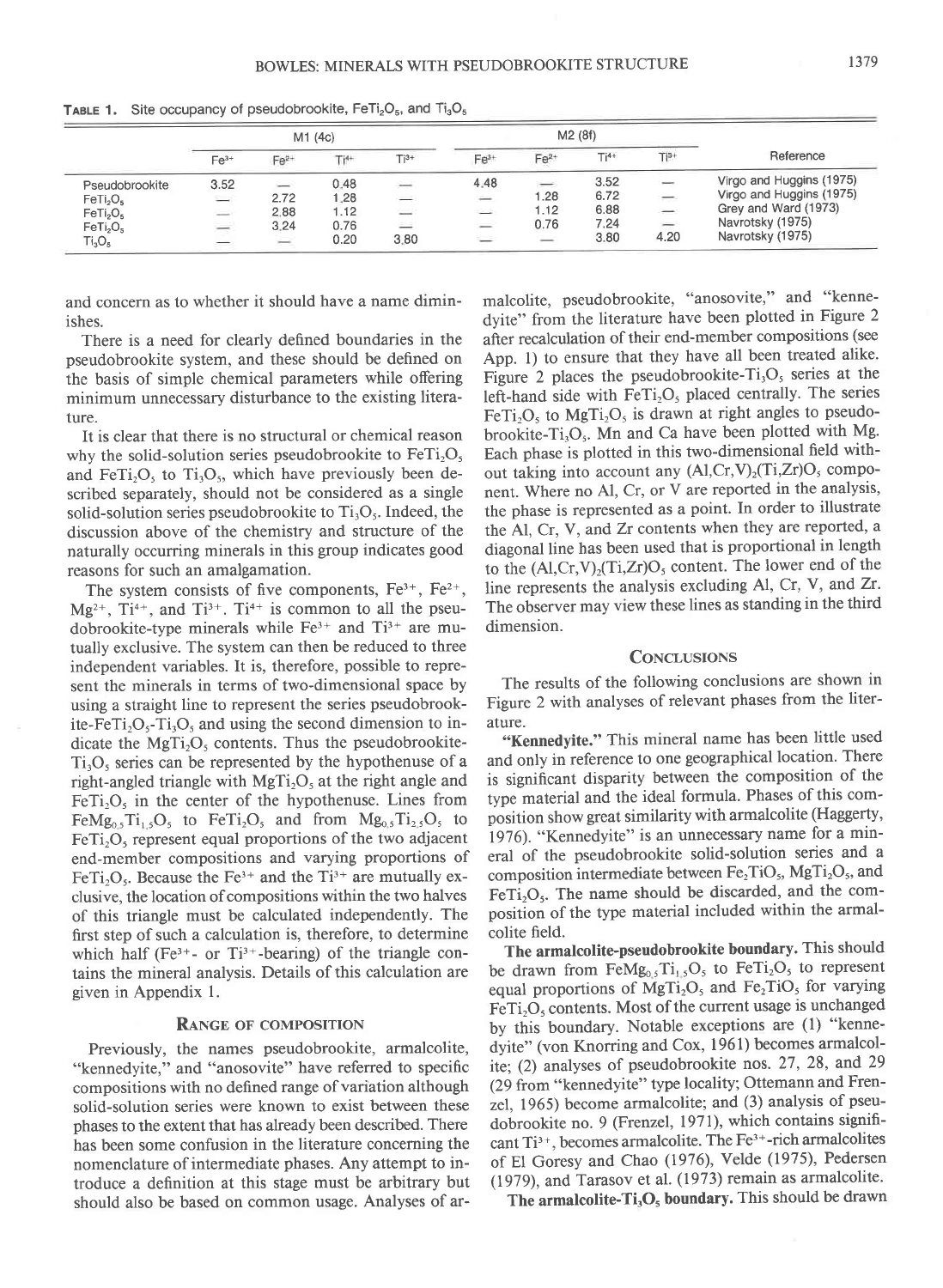**TABLE 1.** Site occupancy of pseudobrookite, $FeTi_2O_5$, and $Ti_3O_5$

| | M1 (4c) | | | | M2 (8f) | | | | Reference |
|---|---|---|---|---|---|---|---|---|---|
| | $Fe^{3+}$ | $Fe^{2+}$ | $Ti^{4+}$ | $Ti^{3+}$ | $Fe^{3+}$ | $Fe^{2+}$ | $Ti^{4+}$ | $Ti^{3+}$ | |
| Pseudobrookite | 3.52 | — | 0.48 | — | 4.48 | — | 3.52 | — | Virgo and Huggins (1975) |
| $FeTi_2O_5$ | — | 2.72 | 1.28 | — | — | 1.28 | 6.72 | — | Virgo and Huggins (1975) |
| $FeTi_2O_5$ | — | 2.88 | 1.12 | — | — | 1.12 | 6.88 | — | Grey and Ward (1973) |
| $FeTi_2O_5$ | — | 3.24 | 0.76 | — | — | 0.76 | 7.24 | — | Navrotsky (1975) |
| $Ti_3O_5$ | — | — | 0.20 | 3.80 | — | — | 3.80 | 4.20 | Navrotsky (1975) |

and concern as to whether it should have a name diminishes.

There is a need for clearly defined boundaries in the pseudobrookite system, and these should be defined on the basis of simple chemical parameters while offering minimum unnecessary disturbance to the existing literature.

It is clear that there is no structural or chemical reason why the solid-solution series pseudobrookite to $FeTi_2O_5$ and $FeTi_2O_5$ to $Ti_3O_5$, which have previously been described separately, should not be considered as a single solid-solution series pseudobrookite to $Ti_3O_5$. Indeed, the discussion above of the chemistry and structure of the naturally occurring minerals in this group indicates good reasons for such an amalgamation.

The system consists of five components, $Fe^{3+}$, $Fe^{2+}$, $Mg^{2+}$, $Ti^{4+}$, and $Ti^{3+}$. $Ti^{4+}$ is common to all the pseudobrookite-type minerals while $Fe^{3+}$ and $Ti^{3+}$ are mutually exclusive. The system can then be reduced to three independent variables. It is, therefore, possible to represent the minerals in terms of two-dimensional space by using a straight line to represent the series pseudobrookite-$FeTi_2O_5$-$Ti_3O_5$ and using the second dimension to indicate the $MgTi_2O_5$ contents. Thus the pseudobrookite-$Ti_3O_5$ series can be represented by the hypothenuse of a right-angled triangle with $MgTi_2O_5$ at the right angle and $FeTi_2O_5$ in the center of the hypothenuse. Lines from $FeMg_{0.5}Ti_{1.5}O_5$ to $FeTi_2O_5$ and from $Mg_{0.5}Ti_{2.5}O_5$ to $FeTi_2O_5$ represent equal proportions of the two adjacent end-member compositions and varying proportions of $FeTi_2O_5$. Because the $Fe^{3+}$ and the $Ti^{3+}$ are mutually exclusive, the location of compositions within the two halves of this triangle must be calculated independently. The first step of such a calculation is, therefore, to determine which half ($Fe^{3+}$- or $Ti^{3+}$-bearing) of the triangle contains the mineral analysis. Details of this calculation are given in Appendix 1.

## Range of composition

Previously, the names pseudobrookite, armalcolite, "kennedyite," and "anosovite" have referred to specific compositions with no defined range of variation although solid-solution series were known to exist between these phases to the extent that has already been described. There has been some confusion in the literature concerning the nomenclature of intermediate phases. Any attempt to introduce a definition at this stage must be arbitrary but should also be based on common usage. Analyses of armalcolite, pseudobrookite, "anosovite," and "kennedyite" from the literature have been plotted in Figure 2 after recalculation of their end-member compositions (see App. 1) to ensure that they have all been treated alike. Figure 2 places the pseudobrookite-$Ti_3O_5$ series at the left-hand side with $FeTi_2O_5$ placed centrally. The series $FeTi_2O_5$ to $MgTi_2O_5$ is drawn at right angles to pseudobrookite-$Ti_3O_5$. Mn and Ca have been plotted with Mg. Each phase is plotted in this two-dimensional field without taking into account any $(Al,Cr,V)_2(Ti,Zr)O_5$ component. Where no Al, Cr, or V are reported in the analysis, the phase is represented as a point. In order to illustrate the Al, Cr, V, and Zr contents when they are reported, a diagonal line has been used that is proportional in length to the $(Al,Cr,V)_2(Ti,Zr)O_5$ content. The lower end of the line represents the analysis excluding Al, Cr, V, and Zr. The observer may view these lines as standing in the third dimension.

## Conclusions

The results of the following conclusions are shown in Figure 2 with analyses of relevant phases from the literature.

**"Kennedyite."** This mineral name has been little used and only in reference to one geographical location. There is significant disparity between the composition of the type material and the ideal formula. Phases of this composition show great similarity with armalcolite (Haggerty, 1976). "Kennedyite" is an unnecessary name for a mineral of the pseudobrookite solid-solution series and a composition intermediate between $Fe_2TiO_5$, $MgTi_2O_5$, and $FeTi_2O_5$. The name should be discarded, and the composition of the type material included within the armalcolite field.

**The armalcolite-pseudobrookite boundary.** This should be drawn from $FeMg_{0.5}Ti_{1.5}O_5$ to $FeTi_2O_5$ to represent equal proportions of $MgTi_2O_5$ and $Fe_2TiO_5$ for varying $FeTi_2O_5$ contents. Most of the current usage is unchanged by this boundary. Notable exceptions are (1) "kennedyite" (von Knorring and Cox, 1961) becomes armalcolite; (2) analyses of pseudobrookite nos. 27, 28, and 29 (29 from "kennedyite" type locality; Ottemann and Frenzel, 1965) become armalcolite; and (3) analysis of pseudobrookite no. 9 (Frenzel, 1971), which contains significant $Ti^{3+}$, becomes armalcolite. The $Fe^{3+}$-rich armalcolites of El Goresy and Chao (1976), Velde (1975), Pedersen (1979), and Tarasov et al. (1973) remain as armalcolite.

**The armalcolite-$Ti_3O_5$ boundary.** This should be drawn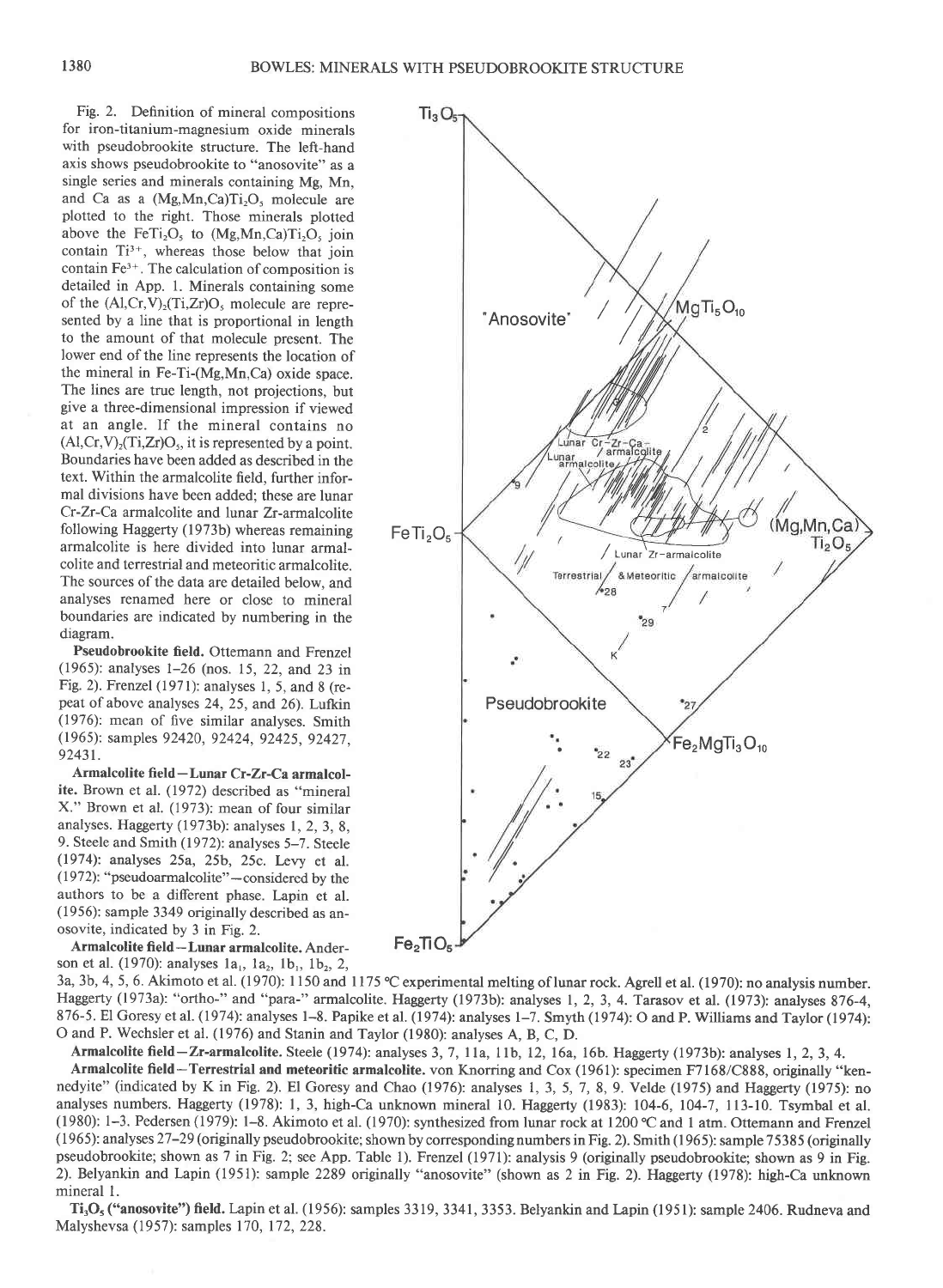Fig. 2. Definition of mineral compositions for iron-titanium-magnesium oxide minerals with pseudobrookite structure. The left-hand axis shows pseudobrookite to "anosovite" as a single series and minerals containing Mg, Mn, and Ca as a $(Mg,Mn,Ca)Ti_2O_5$ molecule are plotted to the right. Those minerals plotted above the $FeTi_2O_5$ to $(Mg,Mn,Ca)Ti_2O_5$ join contain $Ti^{3+}$, whereas those below that join contain $Fe^{3+}$. The calculation of composition is detailed in App. 1. Minerals containing some of the $(Al,Cr,V)_2(Ti,Zr)O_5$ molecule are represented by a line that is proportional in length to the amount of that molecule present. The lower end of the line represents the location of the mineral in Fe-Ti-(Mg,Mn,Ca) oxide space. The lines are true length, not projections, but give a three-dimensional impression if viewed at an angle. If the mineral contains no $(Al,Cr,V)_2(Ti,Zr)O_5$, it is represented by a point. Boundaries have been added as described in the text. Within the armalcolite field, further informal divisions have been added; these are lunar Cr-Zr-Ca armalcolite and lunar Zr-armalcolite following Haggerty (1973b) whereas remaining armalcolite is here divided into lunar armalcolite and terrestrial and meteoritic armalcolite. The sources of the data are detailed below, and analyses renamed here or close to mineral boundaries are indicated by numbering in the diagram.

**Pseudobrookite field.** Ottemann and Frenzel (1965): analyses 1–26 (nos. 15, 22, and 23 in Fig. 2). Frenzel (1971): analyses 1, 5, and 8 (repeat of above analyses 24, 25, and 26). Lufkin (1976): mean of five similar analyses. Smith (1965): samples 92420, 92424, 92425, 92427, 92431.

**Armalcolite field—Lunar Cr-Zr-Ca armalcolite.** Brown et al. (1972) described as "mineral X." Brown et al. (1973): mean of four similar analyses. Haggerty (1973b): analyses 1, 2, 3, 8, 9. Steele and Smith (1972): analyses 5–7. Steele (1974): analyses 25a, 25b, 25c. Levy et al. (1972): "pseudoarmalcolite"—considered by the authors to be a different phase. Lapin et al. (1956): sample 3349 originally described as anosovite, indicated by 3 in Fig. 2.

**Armalcolite field—Lunar armalcolite.** Anderson et al. (1970): analyses $1a_1$, $1a_2$, $1b_1$, $1b_2$, 2, 3a, 3b, 4, 5, 6. Akimoto et al. (1970): 1150 and 1175 °C experimental melting of lunar rock. Agrell et al. (1970): no analysis number. Haggerty (1973a): "ortho-" and "para-" armalcolite. Haggerty (1973b): analyses 1, 2, 3, 4. Tarasov et al. (1973): analyses 876-4, 876-5. El Goresy et al. (1974): analyses 1–8. Papike et al. (1974): analyses 1–7. Smyth (1974): O and P. Williams and Taylor (1974): O and P. Wechsler et al. (1976) and Stanin and Taylor (1980): analyses A, B, C, D.

**Armalcolite field—Zr-armalcolite.** Steele (1974): analyses 3, 7, 11a, 11b, 12, 16a, 16b. Haggerty (1973b): analyses 1, 2, 3, 4.

**Armalcolite field—Terrestrial and meteoritic armalcolite.** von Knorring and Cox (1961): specimen F7168/C888, originally "kennedyite" (indicated by K in Fig. 2). El Goresy and Chao (1976): analyses 1, 3, 5, 7, 8, 9. Velde (1975) and Haggerty (1975): no analyses numbers. Haggerty (1978): 1, 3, high-Ca unknown mineral 10. Haggerty (1983): 104-6, 104-7, 113-10. Tsymbal et al. (1980): 1–3. Pedersen (1979): 1–8. Akimoto et al. (1970): synthesized from lunar rock at 1200 °C and 1 atm. Ottemann and Frenzel (1965): analyses 27–29 (originally pseudobrookite; shown by corresponding numbers in Fig. 2). Smith (1965): sample 75385 (originally pseudobrookite; shown as 7 in Fig. 2; see App. Table 1). Frenzel (1971): analysis 9 (originally pseudobrookite; shown as 9 in Fig. 2). Belyankin and Lapin (1951): sample 2289 originally "anosovite" (shown as 2 in Fig. 2). Haggerty (1978): high-Ca unknown mineral 1.

**$Ti_3O_5$ ("anosovite") field.** Lapin et al. (1956): samples 3319, 3341, 3353. Belyankin and Lapin (1951): sample 2406. Rudneva and Malyshevsa (1957): samples 170, 172, 228.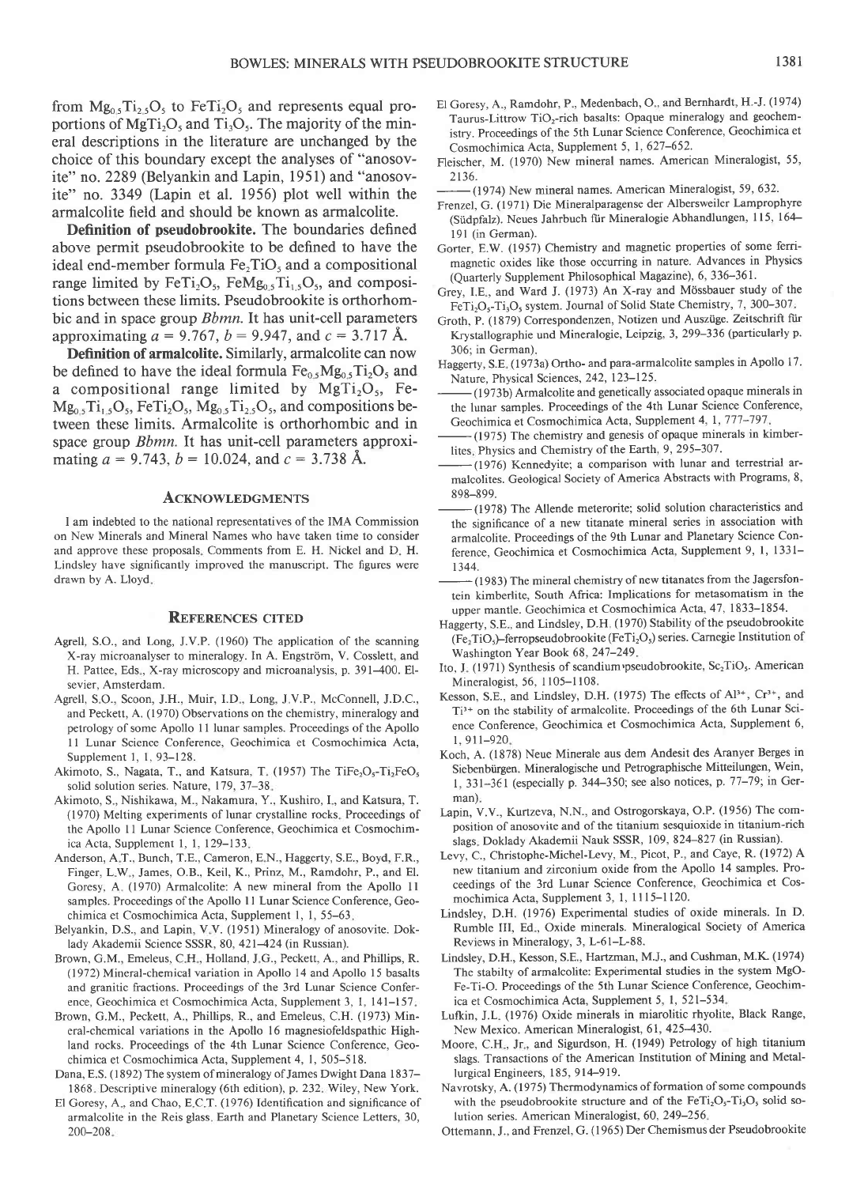from $Mg_{0.5}Ti_{2.5}O_5$ to $FeTi_2O_5$ and represents equal proportions of $MgTi_2O_5$ and $Ti_3O_5$. The majority of the mineral descriptions in the literature are unchanged by the choice of this boundary except the analyses of "anosovite" no. 2289 (Belyankin and Lapin, 1951) and "anosovite" no. 3349 (Lapin et al. 1956) plot well within the armalcolite field and should be known as armalcolite.

**Definition of pseudobrookite.** The boundaries defined above permit pseudobrookite to be defined to have the ideal end-member formula $Fe_2TiO_5$ and a compositional range limited by $FeTi_2O_5$, $FeMg_{0.5}Ti_{1.5}O_5$, and compositions between these limits. Pseudobrookite is orthorhombic and in space group *Bbmn*. It has unit-cell parameters approximating $a = 9.767$, $b = 9.947$, and $c = 3.717$ Å.

**Definition of armalcolite.** Similarly, armalcolite can now be defined to have the ideal formula $Fe_{0.5}Mg_{0.5}Ti_2O_5$ and a compositional range limited by $MgTi_2O_5$, $FeMg_{0.5}Ti_{1.5}O_5$, $FeTi_2O_5$, $Mg_{0.5}Ti_{2.5}O_5$, and compositions between these limits. Armalcolite is orthorhombic and in space group *Bbmn*. It has unit-cell parameters approximating $a = 9.743$, $b = 10.024$, and $c = 3.738$ Å.

## Acknowledgments

I am indebted to the national representatives of the IMA Commission on New Minerals and Mineral Names who have taken time to consider and approve these proposals. Comments from E. H. Nickel and D. H. Lindsley have significantly improved the manuscript. The figures were drawn by A. Lloyd.

## References Cited

Agrell, S.O., and Long, J.V.P. (1960) The application of the scanning X-ray microanalyser to mineralogy. In A. Engström, V. Cosslett, and H. Pattee, Eds., X-ray microscopy and microanalysis, p. 391–400. Elsevier, Amsterdam.

Agrell, S.O., Scoon, J.H., Muir, I.D., Long, J.V.P., McConnell, J.D.C., and Peckett, A. (1970) Observations on the chemistry, mineralogy and petrology of some Apollo 11 lunar samples. Proceedings of the Apollo 11 Lunar Science Conference, Geochimica et Cosmochimica Acta, Supplement 1, 1, 93–128.

Akimoto, S., Nagata, T., and Katsura, T. (1957) The $TiFe_2O_5$-$Ti_2FeO_5$ solid solution series. Nature, 179, 37–38.

Akimoto, S., Nishikawa, M., Nakamura, Y., Kushiro, I., and Katsura, T. (1970) Melting experiments of lunar crystalline rocks. Proceedings of the Apollo 11 Lunar Science Conference, Geochimica et Cosmochimica Acta, Supplement 1, 1, 129–133.

Anderson, A.T., Bunch, T.E., Cameron, E.N., Haggerty, S.E., Boyd, F.R., Finger, L.W., James, O.B., Keil, K., Prinz, M., Ramdohr, P., and El Goresy, A. (1970) Armalcolite: A new mineral from the Apollo 11 samples. Proceedings of the Apollo 11 Lunar Science Conference, Geochimica et Cosmochimica Acta, Supplement 1, 1, 55–63.

Belyankin, D.S., and Lapin, V.V. (1951) Mineralogy of anosovite. Doklady Akademii Science SSSR, 80, 421–424 (in Russian).

Brown, G.M., Emeleus, C.H., Holland, J.G., Peckett, A., and Phillips, R. (1972) Mineral-chemical variation in Apollo 14 and Apollo 15 basalts and granitic fractions. Proceedings of the 3rd Lunar Science Conference, Geochimica et Cosmochimica Acta, Supplement 3, 1, 141–157.

Brown, G.M., Peckett, A., Phillips, R., and Emeleus, C.H. (1973) Mineral-chemical variations in the Apollo 16 magnesiofeldspathic Highland rocks. Proceedings of the 4th Lunar Science Conference, Geochimica et Cosmochimica Acta, Supplement 4, 1, 505–518.

Dana, E.S. (1892) The system of mineralogy of James Dwight Dana 1837–1868. Descriptive mineralogy (6th edition), p. 232. Wiley, New York.

El Goresy, A., and Chao, E.C.T. (1976) Identification and significance of armalcolite in the Reis glass. Earth and Planetary Science Letters, 30, 200–208.

El Goresy, A., Ramdohr, P., Medenbach, O., and Bernhardt, H.-J. (1974) Taurus-Littrow $TiO_2$-rich basalts: Opaque mineralogy and geochemistry. Proceedings of the 5th Lunar Science Conference, Geochimica et Cosmochimica Acta, Supplement 5, 1, 627–652.

Fleischer, M. (1970) New mineral names. American Mineralogist, 55, 2136.

——— (1974) New mineral names. American Mineralogist, 59, 632.

Frenzel, G. (1971) Die Mineralparagenese der Albersweiler Lamprophyre (Südpfalz). Neues Jahrbuch für Mineralogie Abhandlungen, 115, 164–191 (in German).

Gorter, E.W. (1957) Chemistry and magnetic properties of some ferrimagnetic oxides like those occurring in nature. Advances in Physics (Quarterly Supplement Philosophical Magazine), 6, 336–361.

Grey, I.E., and Ward J. (1973) An X-ray and Mössbauer study of the $FeTi_2O_5$-$Ti_3O_5$ system. Journal of Solid State Chemistry, 7, 300–307.

Groth, P. (1879) Correspondenzen, Notizen und Auszüge. Zeitschrift für Krystallographie und Mineralogie, Leipzig, 3, 299–336 (particularly p. 306; in German).

Haggerty, S.E. (1973a) Ortho- and para-armalcolite samples in Apollo 17. Nature, Physical Sciences, 242, 123–125.

——— (1973b) Armalcolite and genetically associated opaque minerals in the lunar samples. Proceedings of the 4th Lunar Science Conference, Geochimica et Cosmochimica Acta, Supplement 4, 1, 777–797.

——— (1975) The chemistry and genesis of opaque minerals in kimberlites. Physics and Chemistry of the Earth, 9, 295–307.

——— (1976) Kennedyite; a comparison with lunar and terrestrial armalcolites. Geological Society of America Abstracts with Programs, 8, 898–899.

——— (1978) The Allende meterorite; solid solution characteristics and the significance of a new titanate mineral series in association with armalcolite. Proceedings of the 9th Lunar and Planetary Science Conference, Geochimica et Cosmochimica Acta, Supplement 9, 1, 1331–1344.

——— (1983) The mineral chemistry of new titanates from the Jagersfontein kimberlite, South Africa: Implications for metasomatism in the upper mantle. Geochimica et Cosmochimica Acta, 47, 1833–1854.

Haggerty, S.E., and Lindsley, D.H. (1970) Stability of the pseudobrookite ($Fe_2TiO_5$)–ferropseudobrookite ($FeTi_2O_5$) series. Carnegie Institution of Washington Year Book 68, 247–249.

Ito, J. (1971) Synthesis of scandium pseudobrookite, $Sc_2TiO_5$. American Mineralogist, 56, 1105–1108.

Kesson, S.E., and Lindsley, D.H. (1975) The effects of $Al^{3+}$, $Cr^{3+}$, and $Ti^{3+}$ on the stability of armalcolite. Proceedings of the 6th Lunar Science Conference, Geochimica et Cosmochimica Acta, Supplement 6, 1, 911–920.

Koch, A. (1878) Neue Minerale aus dem Andesit des Aranyer Berges in Siebenbürgen. Mineralogische und Petrographische Mitteilungen, Wein, 1, 331–361 (especially p. 344–350; see also notices, p. 77–79; in German).

Lapin, V.V., Kurtzeva, N.N., and Ostrogorskaya, O.P. (1956) The composition of anosovite and of the titanium sesquioxide in titanium-rich slags. Doklady Akademii Nauk SSSR, 109, 824–827 (in Russian).

Levy, C., Christophe-Michel-Levy, M., Picot, P., and Caye, R. (1972) A new titanium and zirconium oxide from the Apollo 14 samples. Proceedings of the 3rd Lunar Science Conference, Geochimica et Cosmochimica Acta, Supplement 3, 1, 1115–1120.

Lindsley, D.H. (1976) Experimental studies of oxide minerals. In D. Rumble III, Ed., Oxide minerals. Mineralogical Society of America Reviews in Mineralogy, 3, L-61–L-88.

Lindsley, D.H., Kesson, S.E., Hartzman, M.J., and Cushman, M.K. (1974) The stabilty of armalcolite: Experimental studies in the system MgO-Fe-Ti-O. Proceedings of the 5th Lunar Science Conference, Geochimica et Cosmochimica Acta, Supplement 5, 1, 521–534.

Lufkin, J.L. (1976) Oxide minerals in miarolitic rhyolite, Black Range, New Mexico. American Mineralogist, 61, 425–430.

Moore, C.H., Jr., and Sigurdson, H. (1949) Petrology of high titanium slags. Transactions of the American Institution of Mining and Metallurgical Engineers, 185, 914–919.

Navrotsky, A. (1975) Thermodynamics of formation of some compounds with the pseudobrookite structure and of the $FeTi_2O_5$-$Ti_3O_5$ solid solution series. American Mineralogist, 60, 249–256.

Ottemann, J., and Frenzel, G. (1965) Der Chemismus der Pseudobrookite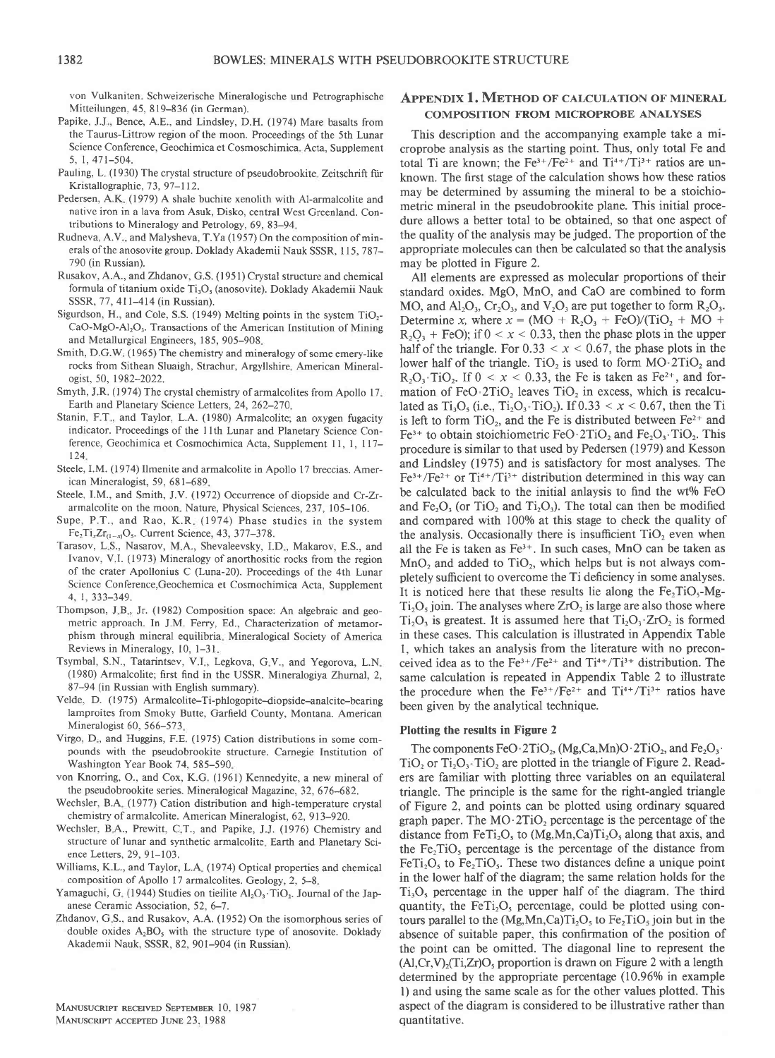von Vulkaniten. Schweizerische Mineralogische und Petrographische Mitteilungen, 45, 819–836 (in German).

Papike, J.J., Bence, A.E., and Lindsley, D.H. (1974) Mare basalts from the Taurus-Littrow region of the moon. Proceedings of the 5th Lunar Science Conference, Geochimica et Cosmoschimica. Acta, Supplement 5, 1, 471–504.

Pauling, L. (1930) The crystal structure of pseudobrookite. Zeitschrift für Kristallographie, 73, 97–112.

Pedersen, A.K. (1979) A shale buchite xenolith with Al-armalcolite and native iron in a lava from Asuk, Disko, central West Greenland. Contributions to Mineralogy and Petrology, 69, 83–94.

Rudneva, A.V., and Malysheva, T.Ya (1957) On the composition of minerals of the anosovite group. Doklady Akademii Nauk SSSR, 115, 787–790 (in Russian).

Rusakov, A.A., and Zhdanov, G.S. (1951) Crystal structure and chemical formula of titanium oxide $Ti_3O_5$ (anosovite). Doklady Akademii Nauk SSSR, 77, 411–414 (in Russian).

Sigurdson, H., and Cole, S.S. (1949) Melting points in the system $TiO_2$-CaO-MgO-$Al_2O_3$. Transactions of the American Institution of Mining and Metallurgical Engineers, 185, 905–908.

Smith, D.G.W. (1965) The chemistry and mineralogy of some emery-like rocks from Sithean Sluaigh, Strachur, Argyllshire. American Mineralogist, 50, 1982–2022.

Smyth, J.R. (1974) The crystal chemistry of armalcolites from Apollo 17. Earth and Planetary Science Letters, 24, 262–270.

Stanin, F.T., and Taylor, L.A. (1980) Armalcolite; an oxygen fugacity indicator. Proceedings of the 11th Lunar and Planetary Science Conference, Geochimica et Cosmochimica Acta, Supplement 11, 1, 117–124.

Steele, I.M. (1974) Ilmenite and armalcolite in Apollo 17 breccias. American Mineralogist, 59, 681–689.

Steele, I.M., and Smith, J.V. (1972) Occurrence of diopside and Cr-Zr-armalcolite on the moon. Nature, Physical Sciences, 237, 105–106.

Supe, P.T., and Rao, K.R. (1974) Phase studies in the system $Fe_2Ti_xZr_{(1-x)}O_5$. Current Science, 43, 377–378.

Tarasov, L.S., Nasarov, M.A., Shevaleevsky, I.D., Makarov, E.S., and Ivanov, V.I. (1973) Mineralogy of anorthositic rocks from the region of the crater Apollonius C (Luna-20). Proceedings of the 4th Lunar Science Conference,Geochemica et Cosmochimica Acta, Supplement 4, 1, 333–349.

Thompson, J.B., Jr. (1982) Composition space: An algebraic and geometric approach. In J.M. Ferry, Ed., Characterization of metamorphism through mineral equilibria. Mineralogical Society of America Reviews in Mineralogy, 10, 1–31.

Tsymbal, S.N., Tatarintsev, V.I., Legkova, G.V., and Yegorova, L.N. (1980) Armalcolite; first find in the USSR. Mineralogiya Zhurnal, 2, 87–94 (in Russian with English summary).

Velde, D. (1975) Armalcolite–Ti-phlogopite–diopside–analcite-bearing lamproites from Smoky Butte, Garfield County, Montana. American Mineralogist 60, 566–573.

Virgo, D., and Huggins, F.E. (1975) Cation distributions in some compounds with the pseudobrookite structure. Carnegie Institution of Washington Year Book 74, 585–590.

von Knorring, O., and Cox, K.G. (1961) Kennedyite, a new mineral of the pseudobrookite series. Mineralogical Magazine, 32, 676–682.

Wechsler, B.A. (1977) Cation distribution and high-temperature crystal chemistry of armalcolite. American Mineralogist, 62, 913–920.

Wechsler, B.A., Prewitt, C.T., and Papike, J.J. (1976) Chemistry and structure of lunar and synthetic armalcolite. Earth and Planetary Science Letters, 29, 91–103.

Williams, K.L., and Taylor, L.A. (1974) Optical properties and chemical composition of Apollo 17 armalcolites. Geology, 2, 5–8.

Yamaguchi, G. (1944) Studies on tielite $Al_2O_3 \cdot TiO_2$. Journal of the Japanese Ceramic Association, 52, 6–7.

Zhdanov, G.S., and Rusakov, A.A. (1952) On the isomorphous series of double oxides $A_2BO_5$ with the structure type of anosovite. Doklady Akademii Nauk, SSSR, 82, 901–904 (in Russian).

Manuscript received September 10, 1987
Manuscript accepted June 23, 1988

## Appendix 1. Method of calculation of mineral composition from microprobe analyses

This description and the accompanying example take a microprobe analysis as the starting point. Thus, only total Fe and total Ti are known; the $Fe^{3+}/Fe^{2+}$ and $Ti^{4+}/Ti^{3+}$ ratios are unknown. The first stage of the calculation shows how these ratios may be determined by assuming the mineral to be a stoichiometric mineral in the pseudobrookite plane. This initial procedure allows a better total to be obtained, so that one aspect of the quality of the analysis may be judged. The proportion of the appropriate molecules can then be calculated so that the analysis may be plotted in Figure 2.

All elements are expressed as molecular proportions of their standard oxides. MgO, MnO, and CaO are combined to form MO, and $Al_2O_3$, $Cr_2O_3$, and $V_2O_3$ are put together to form $R_2O_3$. Determine $x$, where $x = (MO + R_2O_3 + FeO)/(TiO_2 + MO + R_2O_3 + FeO)$; if $0 < x < 0.33$, then the phase plots in the upper half of the triangle. For $0.33 < x < 0.67$, the phase plots in the lower half of the triangle. $TiO_2$ is used to form $MO \cdot 2TiO_2$ and $R_2O_3 \cdot TiO_2$. If $0 < x < 0.33$, the Fe is taken as $Fe^{2+}$, and formation of $FeO \cdot 2TiO_2$ leaves $TiO_2$ in excess, which is recalculated as $Ti_3O_5$ (i.e., $Ti_2O_3 \cdot TiO_2$). If $0.33 < x < 0.67$, then the Ti is left to form $TiO_2$, and the Fe is distributed between $Fe^{2+}$ and $Fe^{3+}$ to obtain stoichiometric $FeO \cdot 2TiO_2$ and $Fe_2O_3 \cdot TiO_2$. This procedure is similar to that used by Pedersen (1979) and Kesson and Lindsley (1975) and is satisfactory for most analyses. The $Fe^{3+}/Fe^{2+}$ or $Ti^{4+}/Ti^{3+}$ distribution determined in this way can be calculated back to the initial anlaysis to find the wt% FeO and $Fe_2O_3$ (or $TiO_2$ and $Ti_2O_3$). The total can then be modified and compared with 100% at this stage to check the quality of the analysis. Occasionally there is insufficient $TiO_2$ even when all the Fe is taken as $Fe^{3+}$. In such cases, MnO can be taken as $MnO_2$ and added to $TiO_2$, which helps but is not always completely sufficient to overcome the Ti deficiency in some analyses. It is noticed here that these results lie along the $Fe_2TiO_5$-$MgTi_2O_5$ join. The analyses where $ZrO_2$ is large are also those where $Ti_2O_3$ is greatest. It is assumed here that $Ti_2O_3 \cdot ZrO_2$ is formed in these cases. This calculation is illustrated in Appendix Table 1, which takes an analysis from the literature with no preconceived idea as to the $Fe^{3+}/Fe^{2+}$ and $Ti^{4+}/Ti^{3+}$ distribution. The same calculation is repeated in Appendix Table 2 to illustrate the procedure when the $Fe^{3+}/Fe^{2+}$ and $Ti^{4+}/Ti^{3+}$ ratios have been given by the analytical technique.

### Plotting the results in Figure 2

The components $FeO \cdot 2TiO_2$, $(Mg,Ca,Mn)O \cdot 2TiO_2$, and $Fe_2O_3 \cdot TiO_2$ or $Ti_2O_3 \cdot TiO_2$ are plotted in the triangle of Figure 2. Readers are familiar with plotting three variables on an equilateral triangle. The principle is the same for the right-angled triangle of Figure 2, and points can be plotted using ordinary squared graph paper. The $MO \cdot 2TiO_2$ percentage is the percentage of the distance from $FeTi_2O_5$ to $(Mg,Mn,Ca)Ti_2O_5$ along that axis, and the $Fe_2TiO_5$ percentage is the percentage of the distance from $FeTi_2O_5$ to $Fe_2TiO_5$. These two distances define a unique point in the lower half of the diagram; the same relation holds for the $Ti_3O_5$ percentage in the upper half of the diagram. The third quantity, the $FeTi_2O_5$ percentage, could be plotted using contours parallel to the $(Mg,Mn,Ca)Ti_2O_5$ to $Fe_2TiO_5$ join but in the absence of suitable paper, this confirmation of the position of the point can be omitted. The diagonal line to represent the $(Al,Cr,V)_2(Ti,Zr)O_5$ proportion is drawn on Figure 2 with a length determined by the appropriate percentage (10.96% in example 1) and using the same scale as for the other values plotted. This aspect of the diagram is considered to be illustrative rather than quantitative.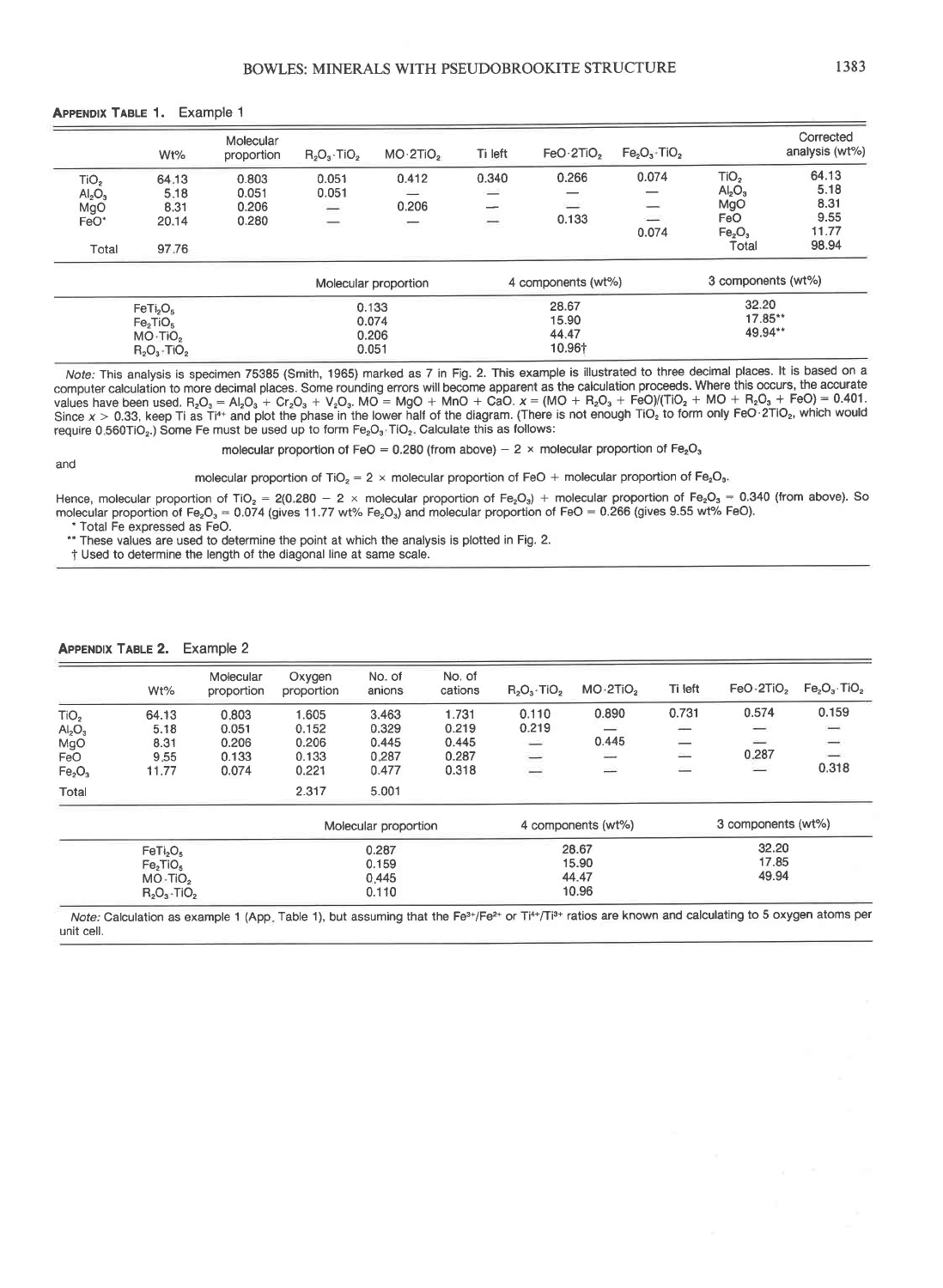**Appendix Table 1.** Example 1

| | Wt% | Molecular proportion | $R_2O_3 \cdot TiO_2$ | $MO \cdot 2TiO_2$ | Ti left | $FeO \cdot 2TiO_2$ | $Fe_2O_3 \cdot TiO_2$ | | Corrected analysis (wt%) |
|---|---|---|---|---|---|---|---|---|---|
| $TiO_2$ | 64.13 | 0.803 | 0.051 | 0.412 | 0.340 | 0.266 | 0.074 | $TiO_2$ | 64.13 |
| $Al_2O_3$ | 5.18 | 0.051 | 0.051 | — | — | — | — | $Al_2O_3$ | 5.18 |
| MgO | 8.31 | 0.206 | — | 0.206 | — | — | — | MgO | 8.31 |
| FeO* | 20.14 | 0.280 | — | — | — | 0.133 | — | FeO | 9.55 |
| | | | | | | | 0.074 | $Fe_2O_3$ | 11.77 |
| Total | 97.76 | | | | | | | Total | 98.94 |

| | Molecular proportion | 4 components (wt%) | 3 components (wt%) |
|---|---|---|---|
| $FeTi_2O_5$ | 0.133 | 28.67 | 32.20 |
| $Fe_2TiO_5$ | 0.074 | 15.90 | 17.85** |
| $MO \cdot TiO_2$ | 0.206 | 44.47 | 49.94** |
| $R_2O_3 \cdot TiO_2$ | 0.051 | 10.96† | |

*Note:* This analysis is specimen 75385 (Smith, 1965) marked as 7 in Fig. 2. This example is illustrated to three decimal places. It is based on a computer calculation to more decimal places. Some rounding errors will become apparent as the calculation proceeds. Where this occurs, the accurate values have been used. $R_2O_3 = Al_2O_3 + Cr_2O_3 + V_2O_3$. $MO = MgO + MnO + CaO$. $x = (MO + R_2O_3 + FeO)/(TiO_2 + MO + R_2O_3 + FeO) = 0.401$. Since $x > 0.33$, keep Ti as $Ti^{4+}$ and plot the phase in the lower half of the diagram. (There is not enough $TiO_2$ to form only $FeO \cdot 2TiO_2$, which would require 0.560$TiO_2$.) Some Fe must be used up to form $Fe_2O_3 \cdot TiO_2$. Calculate this as follows:

molecular proportion of FeO = 0.280 (from above) − 2 × molecular proportion of $Fe_2O_3$

and

molecular proportion of $TiO_2$ = 2 × molecular proportion of FeO + molecular proportion of $Fe_2O_3$.

Hence, molecular proportion of $TiO_2$ = 2(0.280 − 2 × molecular proportion of $Fe_2O_3$) + molecular proportion of $Fe_2O_3$ = 0.340 (from above). So molecular proportion of $Fe_2O_3$ = 0.074 (gives 11.77 wt% $Fe_2O_3$) and molecular proportion of FeO = 0.266 (gives 9.55 wt% FeO).

\* Total Fe expressed as FeO.

\** These values are used to determine the point at which the analysis is plotted in Fig. 2.

† Used to determine the length of the diagonal line at same scale.

**Appendix Table 2.** Example 2

| | Wt% | Molecular proportion | Oxygen proportion | No. of anions | No. of cations | $R_2O_3 \cdot TiO_2$ | $MO \cdot 2TiO_2$ | Ti left | $FeO \cdot 2TiO_2$ | $Fe_2O_3 \cdot TiO_2$ |
|---|---|---|---|---|---|---|---|---|---|---|
| $TiO_2$ | 64.13 | 0.803 | 1.605 | 3.463 | 1.731 | 0.110 | 0.890 | 0.731 | 0.574 | 0.159 |
| $Al_2O_3$ | 5.18 | 0.051 | 0.152 | 0.329 | 0.219 | 0.219 | — | — | — | — |
| MgO | 8.31 | 0.206 | 0.206 | 0.445 | 0.445 | — | 0.445 | — | — | — |
| FeO | 9.55 | 0.133 | 0.133 | 0.287 | 0.287 | — | — | — | 0.287 | — |
| $Fe_2O_3$ | 11.77 | 0.074 | 0.221 | 0.477 | 0.318 | — | — | — | — | 0.318 |
| Total | | | 2.317 | 5.001 | | | | | | |

| | Molecular proportion | 4 components (wt%) | 3 components (wt%) |
|---|---|---|---|
| $FeTi_2O_5$ | 0.287 | 28.67 | 32.20 |
| $Fe_2TiO_5$ | 0.159 | 15.90 | 17.85 |
| $MO \cdot TiO_2$ | 0.445 | 44.47 | 49.94 |
| $R_2O_3 \cdot TiO_2$ | 0.110 | 10.96 | |

*Note:* Calculation as example 1 (App. Table 1), but assuming that the $Fe^{3+}/Fe^{2+}$ or $Ti^{4+}/Ti^{3+}$ ratios are known and calculating to 5 oxygen atoms per unit cell.